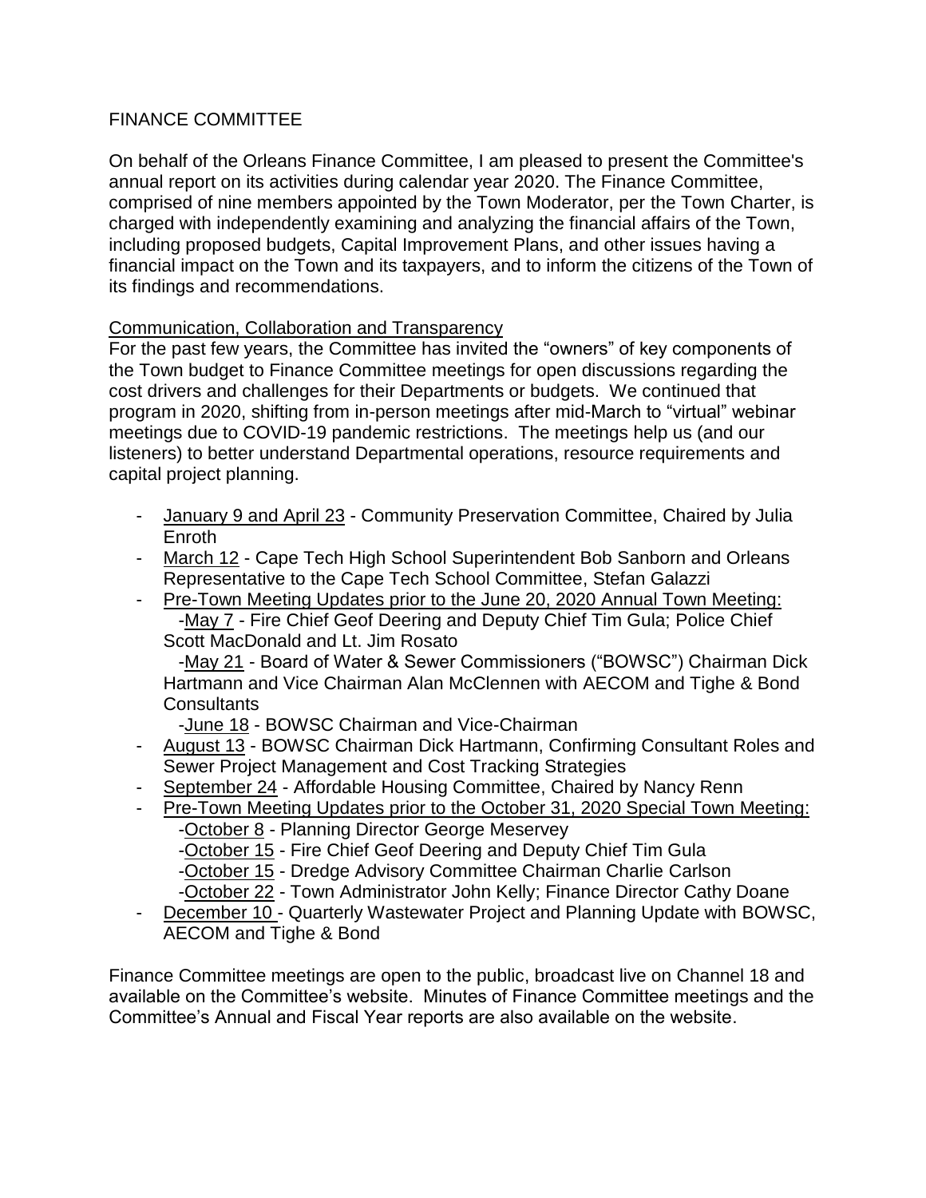# FINANCE COMMITTEE

On behalf of the Orleans Finance Committee, I am pleased to present the Committee's annual report on its activities during calendar year 2020. The Finance Committee, comprised of nine members appointed by the Town Moderator, per the Town Charter, is charged with independently examining and analyzing the financial affairs of the Town, including proposed budgets, Capital Improvement Plans, and other issues having a financial impact on the Town and its taxpayers, and to inform the citizens of the Town of its findings and recommendations.

## Communication, Collaboration and Transparency

For the past few years, the Committee has invited the "owners" of key components of the Town budget to Finance Committee meetings for open discussions regarding the cost drivers and challenges for their Departments or budgets. We continued that program in 2020, shifting from in-person meetings after mid-March to "virtual" webinar meetings due to COVID-19 pandemic restrictions. The meetings help us (and our listeners) to better understand Departmental operations, resource requirements and capital project planning.

- January 9 and April 23 - Community Preservation Committee, Chaired by Julia Enroth
- March 12 - Cape Tech High School Superintendent Bob Sanborn and Orleans Representative to the Cape Tech School Committee, Stefan Galazzi
- Pre-Town Meeting Updates prior to the June 20, 2020 Annual Town Meeting:
  - May 7 - Fire Chief Geof Deering and Deputy Chief Tim Gula; Police Chief Scott MacDonald and Lt. Jim Rosato
  - May 21 - Board of Water & Sewer Commissioners ("BOWSC") Chairman Dick Hartmann and Vice Chairman Alan McClennen with AECOM and Tighe & Bond Consultants
  - June 18 - BOWSC Chairman and Vice-Chairman
- August 13 - BOWSC Chairman Dick Hartmann, Confirming Consultant Roles and Sewer Project Management and Cost Tracking Strategies
- September 24 - Affordable Housing Committee, Chaired by Nancy Renn
- Pre-Town Meeting Updates prior to the October 31, 2020 Special Town Meeting:
  - October 8 - Planning Director George Meservey
  - October 15 - Fire Chief Geof Deering and Deputy Chief Tim Gula
  - October 15 - Dredge Advisory Committee Chairman Charlie Carlson
  - October 22 - Town Administrator John Kelly; Finance Director Cathy Doane
- December 10 - Quarterly Wastewater Project and Planning Update with BOWSC, AECOM and Tighe & Bond

Finance Committee meetings are open to the public, broadcast live on Channel 18 and available on the Committee's website. Minutes of Finance Committee meetings and the Committee's Annual and Fiscal Year reports are also available on the website.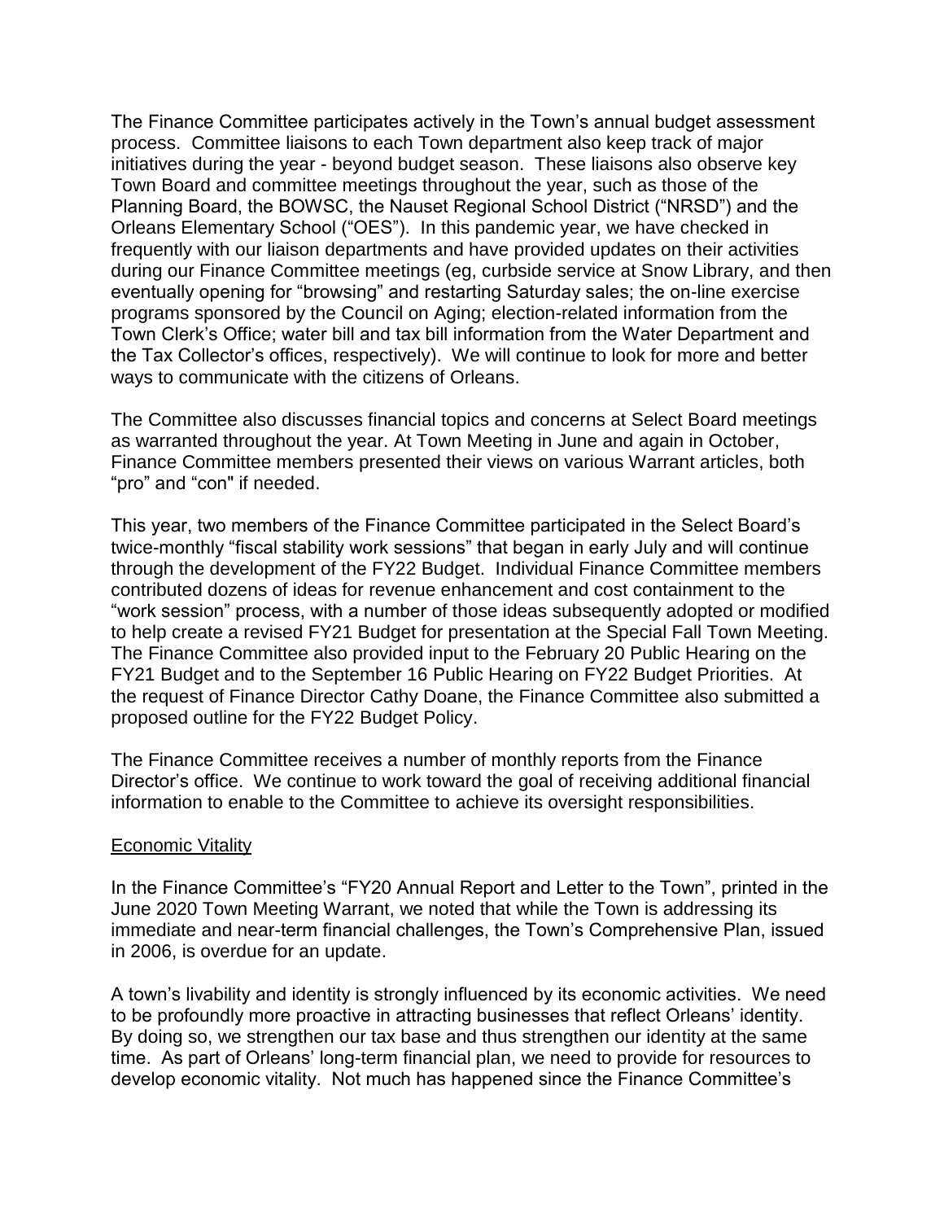The Finance Committee participates actively in the Town's annual budget assessment process. Committee liaisons to each Town department also keep track of major initiatives during the year - beyond budget season. These liaisons also observe key Town Board and committee meetings throughout the year, such as those of the Planning Board, the BOWSC, the Nauset Regional School District ("NRSD") and the Orleans Elementary School ("OES"). In this pandemic year, we have checked in frequently with our liaison departments and have provided updates on their activities during our Finance Committee meetings (eg, curbside service at Snow Library, and then eventually opening for "browsing" and restarting Saturday sales; the on-line exercise programs sponsored by the Council on Aging; election-related information from the Town Clerk's Office; water bill and tax bill information from the Water Department and the Tax Collector's offices, respectively). We will continue to look for more and better ways to communicate with the citizens of Orleans.

The Committee also discusses financial topics and concerns at Select Board meetings as warranted throughout the year. At Town Meeting in June and again in October, Finance Committee members presented their views on various Warrant articles, both "pro" and "con" if needed.

This year, two members of the Finance Committee participated in the Select Board's twice-monthly "fiscal stability work sessions" that began in early July and will continue through the development of the FY22 Budget. Individual Finance Committee members contributed dozens of ideas for revenue enhancement and cost containment to the "work session" process, with a number of those ideas subsequently adopted or modified to help create a revised FY21 Budget for presentation at the Special Fall Town Meeting. The Finance Committee also provided input to the February 20 Public Hearing on the FY21 Budget and to the September 16 Public Hearing on FY22 Budget Priorities. At the request of Finance Director Cathy Doane, the Finance Committee also submitted a proposed outline for the FY22 Budget Policy.

The Finance Committee receives a number of monthly reports from the Finance Director's office. We continue to work toward the goal of receiving additional financial information to enable to the Committee to achieve its oversight responsibilities.

## Economic Vitality

In the Finance Committee's "FY20 Annual Report and Letter to the Town", printed in the June 2020 Town Meeting Warrant, we noted that while the Town is addressing its immediate and near-term financial challenges, the Town's Comprehensive Plan, issued in 2006, is overdue for an update.

A town's livability and identity is strongly influenced by its economic activities. We need to be profoundly more proactive in attracting businesses that reflect Orleans' identity. By doing so, we strengthen our tax base and thus strengthen our identity at the same time. As part of Orleans' long-term financial plan, we need to provide for resources to develop economic vitality. Not much has happened since the Finance Committee's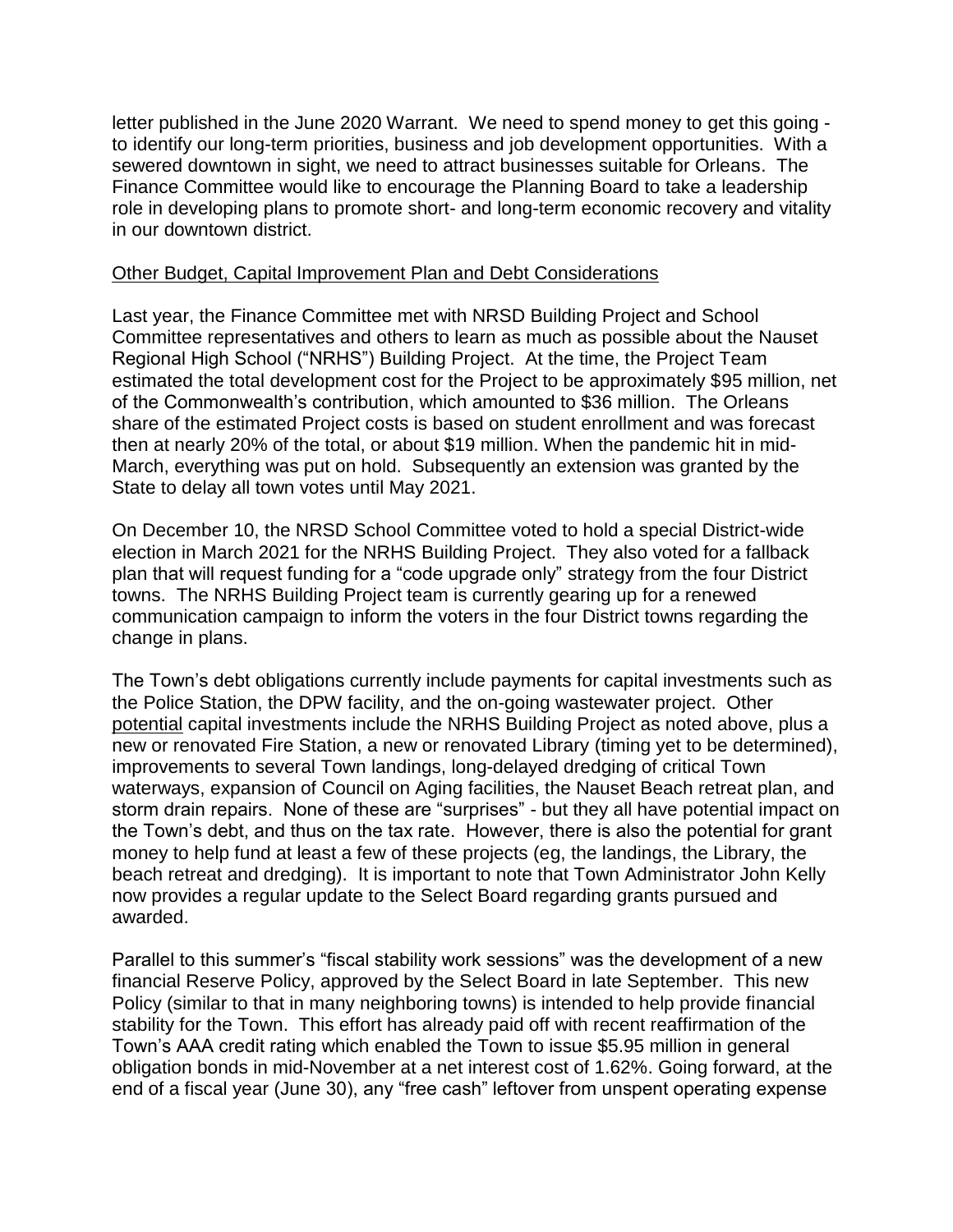letter published in the June 2020 Warrant. We need to spend money to get this going - to identify our long-term priorities, business and job development opportunities. With a sewered downtown in sight, we need to attract businesses suitable for Orleans. The Finance Committee would like to encourage the Planning Board to take a leadership role in developing plans to promote short- and long-term economic recovery and vitality in our downtown district.

<u>Other Budget, Capital Improvement Plan and Debt Considerations</u>

Last year, the Finance Committee met with NRSD Building Project and School Committee representatives and others to learn as much as possible about the Nauset Regional High School ("NRHS") Building Project. At the time, the Project Team estimated the total development cost for the Project to be approximately $95 million, net of the Commonwealth's contribution, which amounted to $36 million. The Orleans share of the estimated Project costs is based on student enrollment and was forecast then at nearly 20% of the total, or about $19 million. When the pandemic hit in mid-March, everything was put on hold. Subsequently an extension was granted by the State to delay all town votes until May 2021.

On December 10, the NRSD School Committee voted to hold a special District-wide election in March 2021 for the NRHS Building Project. They also voted for a fallback plan that will request funding for a "code upgrade only" strategy from the four District towns. The NRHS Building Project team is currently gearing up for a renewed communication campaign to inform the voters in the four District towns regarding the change in plans.

The Town's debt obligations currently include payments for capital investments such as the Police Station, the DPW facility, and the on-going wastewater project. Other <u>potential</u> capital investments include the NRHS Building Project as noted above, plus a new or renovated Fire Station, a new or renovated Library (timing yet to be determined), improvements to several Town landings, long-delayed dredging of critical Town waterways, expansion of Council on Aging facilities, the Nauset Beach retreat plan, and storm drain repairs. None of these are "surprises" - but they all have potential impact on the Town's debt, and thus on the tax rate. However, there is also the potential for grant money to help fund at least a few of these projects (eg, the landings, the Library, the beach retreat and dredging). It is important to note that Town Administrator John Kelly now provides a regular update to the Select Board regarding grants pursued and awarded.

Parallel to this summer's "fiscal stability work sessions" was the development of a new financial Reserve Policy, approved by the Select Board in late September. This new Policy (similar to that in many neighboring towns) is intended to help provide financial stability for the Town. This effort has already paid off with recent reaffirmation of the Town's AAA credit rating which enabled the Town to issue $5.95 million in general obligation bonds in mid-November at a net interest cost of 1.62%. Going forward, at the end of a fiscal year (June 30), any "free cash" leftover from unspent operating expense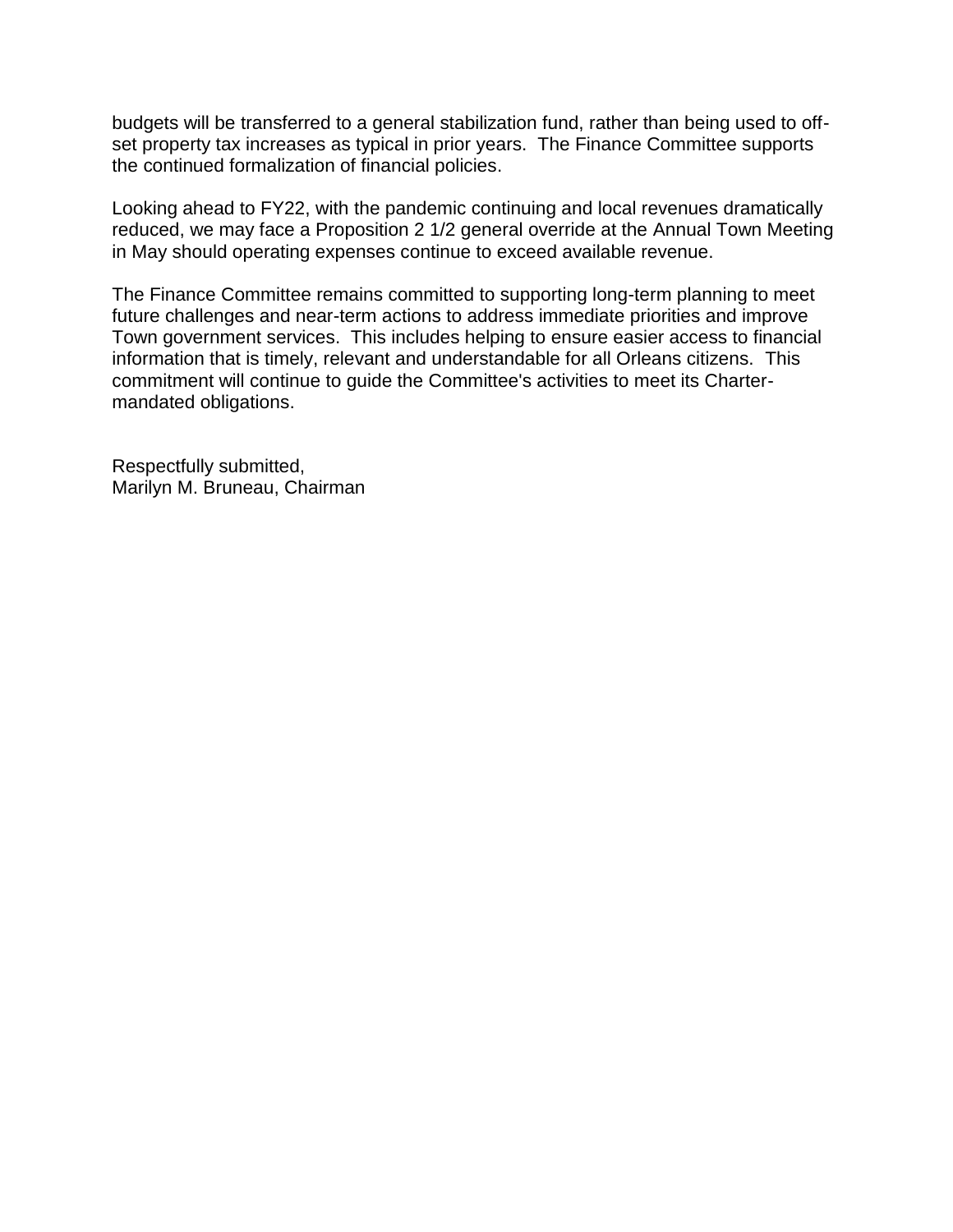budgets will be transferred to a general stabilization fund, rather than being used to off-set property tax increases as typical in prior years. The Finance Committee supports the continued formalization of financial policies.

Looking ahead to FY22, with the pandemic continuing and local revenues dramatically reduced, we may face a Proposition 2 1/2 general override at the Annual Town Meeting in May should operating expenses continue to exceed available revenue.

The Finance Committee remains committed to supporting long-term planning to meet future challenges and near-term actions to address immediate priorities and improve Town government services. This includes helping to ensure easier access to financial information that is timely, relevant and understandable for all Orleans citizens. This commitment will continue to guide the Committee's activities to meet its Charter-mandated obligations.

Respectfully submitted,
Marilyn M. Bruneau, Chairman